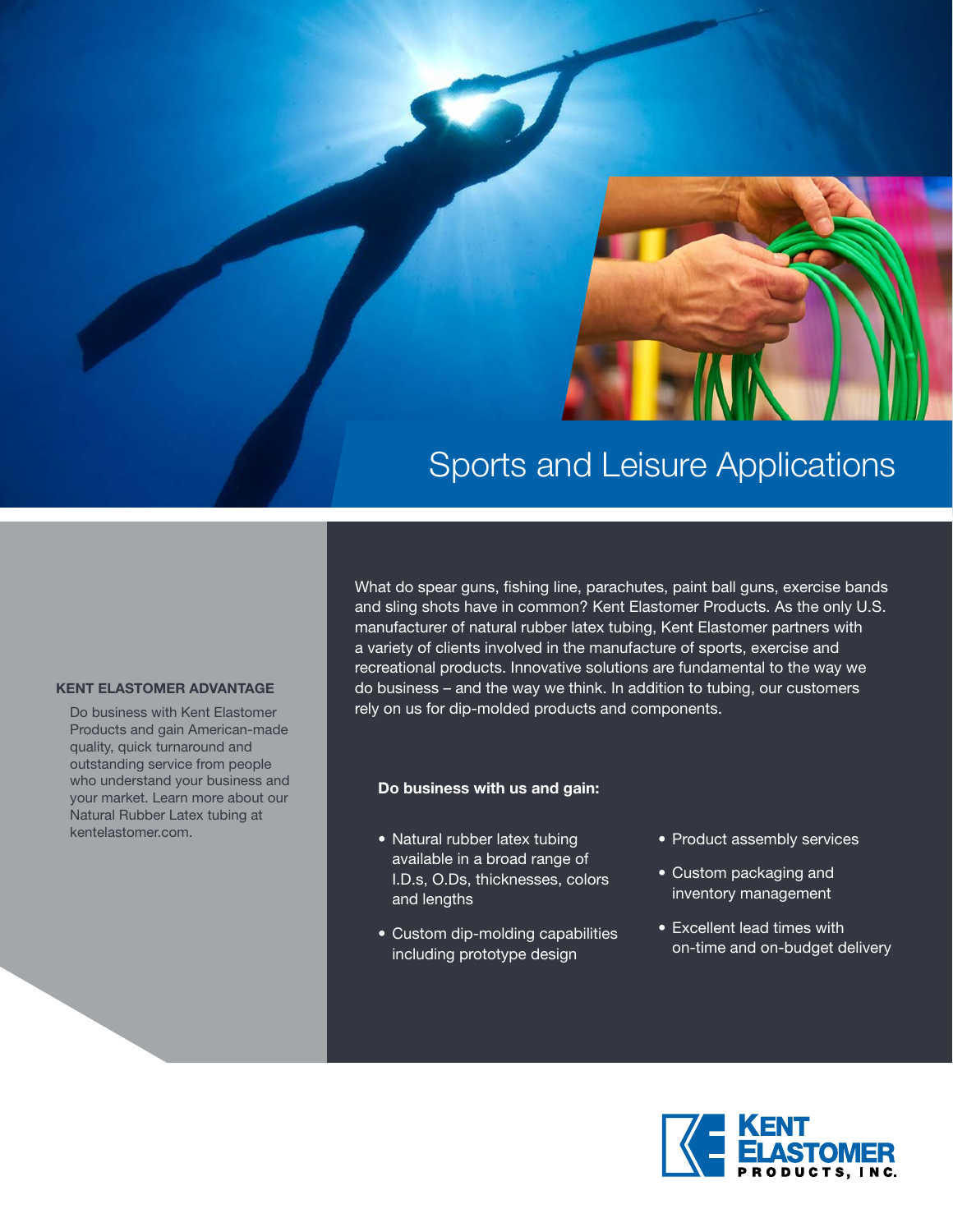# Sports and Leisure Applications

What do spear guns, fishing line, parachutes, paint ball guns, exercise bands and sling shots have in common? Kent Elastomer Products. As the only U.S. manufacturer of natural rubber latex tubing, Kent Elastomer partners with a variety of clients involved in the manufacture of sports, exercise and recreational products. Innovative solutions are fundamental to the way we do business – and the way we think. In addition to tubing, our customers rely on us for dip-molded products and components.

**Do business with us and gain:**

- Natural rubber latex tubing available in a broad range of I.D.s, O.Ds, thicknesses, colors and lengths
- Custom dip-molding capabilities including prototype design
- Product assembly services
- Custom packaging and inventory management
- Excellent lead times with on-time and on-budget delivery

**KENT ELASTOMER ADVANTAGE**

Do business with Kent Elastomer Products and gain American-made quality, quick turnaround and outstanding service from people who understand your business and your market. Learn more about our Natural Rubber Latex tubing at kentelastomer.com.

KENT ELASTOMER PRODUCTS, INC.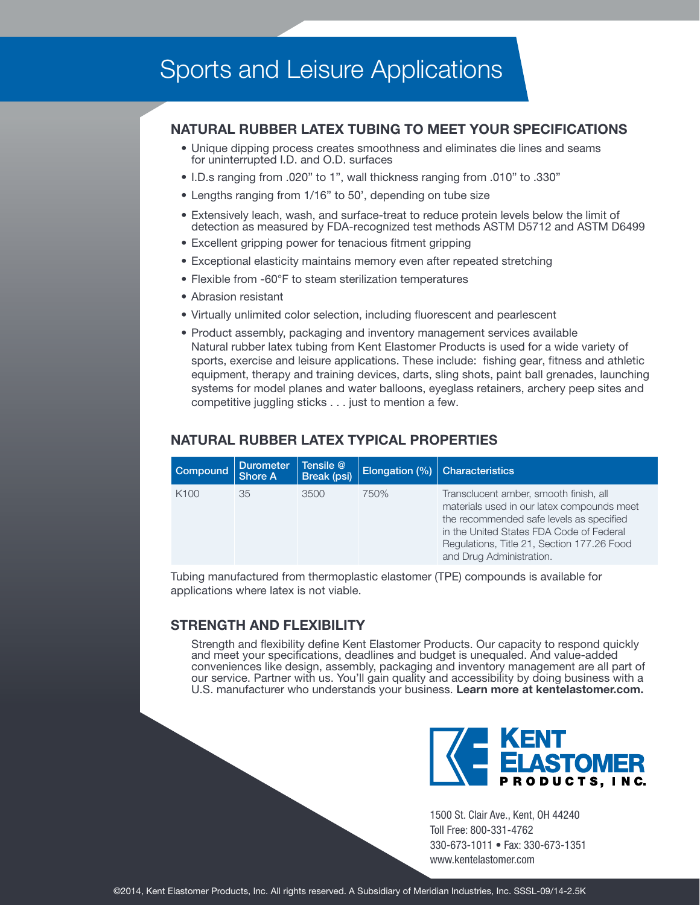# Sports and Leisure Applications

## NATURAL RUBBER LATEX TUBING TO MEET YOUR SPECIFICATIONS

- Unique dipping process creates smoothness and eliminates die lines and seams for uninterrupted I.D. and O.D. surfaces
- I.D.s ranging from .020" to 1", wall thickness ranging from .010" to .330"
- Lengths ranging from 1/16" to 50', depending on tube size
- Extensively leach, wash, and surface-treat to reduce protein levels below the limit of detection as measured by FDA-recognized test methods ASTM D5712 and ASTM D6499
- Excellent gripping power for tenacious fitment gripping
- Exceptional elasticity maintains memory even after repeated stretching
- Flexible from -60°F to steam sterilization temperatures
- Abrasion resistant
- Virtually unlimited color selection, including fluorescent and pearlescent
- Product assembly, packaging and inventory management services available

Natural rubber latex tubing from Kent Elastomer Products is used for a wide variety of sports, exercise and leisure applications. These include: fishing gear, fitness and athletic equipment, therapy and training devices, darts, sling shots, paint ball grenades, launching systems for model planes and water balloons, eyeglass retainers, archery peep sites and competitive juggling sticks . . . just to mention a few.

## NATURAL RUBBER LATEX TYPICAL PROPERTIES

| Compound | Durometer Shore A | Tensile @ Break (psi) | Elongation (%) | Characteristics |
|---|---|---|---|---|
| K100 | 35 | 3500 | 750% | Transclucent amber, smooth finish, all materials used in our latex compounds meet the recommended safe levels as specified in the United States FDA Code of Federal Regulations, Title 21, Section 177.26 Food and Drug Administration. |

Tubing manufactured from thermoplastic elastomer (TPE) compounds is available for applications where latex is not viable.

## STRENGTH AND FLEXIBILITY

Strength and flexibility define Kent Elastomer Products. Our capacity to respond quickly and meet your specifications, deadlines and budget is unequaled. And value-added conveniences like design, assembly, packaging and inventory management are all part of our service. Partner with us. You'll gain quality and accessibility by doing business with a U.S. manufacturer who understands your business. **Learn more at kentelastomer.com.**

KENT ELASTOMER PRODUCTS, INC.

1500 St. Clair Ave., Kent, OH 44240
Toll Free: 800-331-4762
330-673-1011 • Fax: 330-673-1351
www.kentelastomer.com

©2014, Kent Elastomer Products, Inc. All rights reserved. A Subsidiary of Meridian Industries, Inc. SSSL-09/14-2.5K